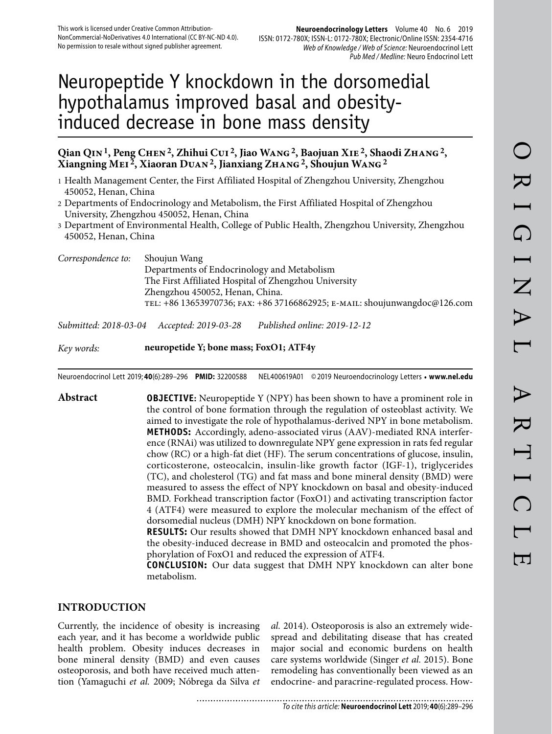This work is licensed under Creative Common Attribution-NonCommercial-NoDerivatives 4.0 International (CC BY-NC-ND 4.0). No permission to resale without signed publisher agreement.

# Neuropeptide Y knockdown in the dorsomedial hypothalamus improved basal and obesity-induced decrease in bone mass density

**Qian Qin [1], Peng Chen [2], Zhihui Cui [2], Jiao Wang [2], Baojuan Xie [2], Shaodi Zhang [2], Xiangning Mei [2], Xiaoran Duan [2], Jianxiang Zhang [2], Shoujun Wang [2]**

1 Health Management Center, the First Affiliated Hospital of Zhengzhou University, Zhengzhou 450052, Henan, China

2 Departments of Endocrinology and Metabolism, the First Affiliated Hospital of Zhengzhou University, Zhengzhou 450052, Henan, China

3 Department of Environmental Health, College of Public Health, Zhengzhou University, Zhengzhou 450052, Henan, China

*Correspondence to:* Shoujun Wang
Departments of Endocrinology and Metabolism
The First Affiliated Hospital of Zhengzhou University
Zhengzhou 450052, Henan, China.
TEL: +86 13653970736; FAX: +86 37166862925; E-MAIL: shoujunwangdoc@126.com

*Submitted: 2018-03-04 Accepted: 2019-03-28 Published online: 2019-12-12*

*Key words:* **neuropetide Y; bone mass; FoxO1; ATF4y**

Neuroendocrinol Lett 2019; **40**(6):289–296 **PMID:** 32200588 NEL400619A01 © 2019 Neuroendocrinology Letters • **www.nel.edu**

## Abstract

**OBJECTIVE:** Neuropeptide Y (NPY) has been shown to have a prominent role in the control of bone formation through the regulation of osteoblast activity. We aimed to investigate the role of hypothalamus-derived NPY in bone metabolism.
**METHODS:** Accordingly, adeno-associated virus (AAV)-mediated RNA interference (RNAi) was utilized to downregulate NPY gene expression in rats fed regular chow (RC) or a high-fat diet (HF). The serum concentrations of glucose, insulin, corticosterone, osteocalcin, insulin-like growth factor (IGF-1), triglycerides (TC), and cholesterol (TG) and fat mass and bone mineral density (BMD) were measured to assess the effect of NPY knockdown on basal and obesity-induced BMD. Forkhead transcription factor (FoxO1) and activating transcription factor 4 (ATF4) were measured to explore the molecular mechanism of the effect of dorsomedial nucleus (DMH) NPY knockdown on bone formation.
**RESULTS:** Our results showed that DMH NPY knockdown enhanced basal and the obesity-induced decrease in BMD and osteocalcin and promoted the phosphorylation of FoxO1 and reduced the expression of ATF4.
**CONCLUSION:** Our data suggest that DMH NPY knockdown can alter bone metabolism.

## INTRODUCTION

Currently, the incidence of obesity is increasing each year, and it has become a worldwide public health problem. Obesity induces decreases in bone mineral density (BMD) and even causes osteoporosis, and both have received much attention (Yamaguchi *et al.* 2009; Nóbrega da Silva *et al.* 2014). Osteoporosis is also an extremely widespread and debilitating disease that has created major social and economic burdens on health care systems worldwide (Singer *et al.* 2015). Bone remodeling has conventionally been viewed as an endocrine- and paracrine-regulated process. How-

To cite this article: **Neuroendocrinol Lett** 2019; **40**(6):289–296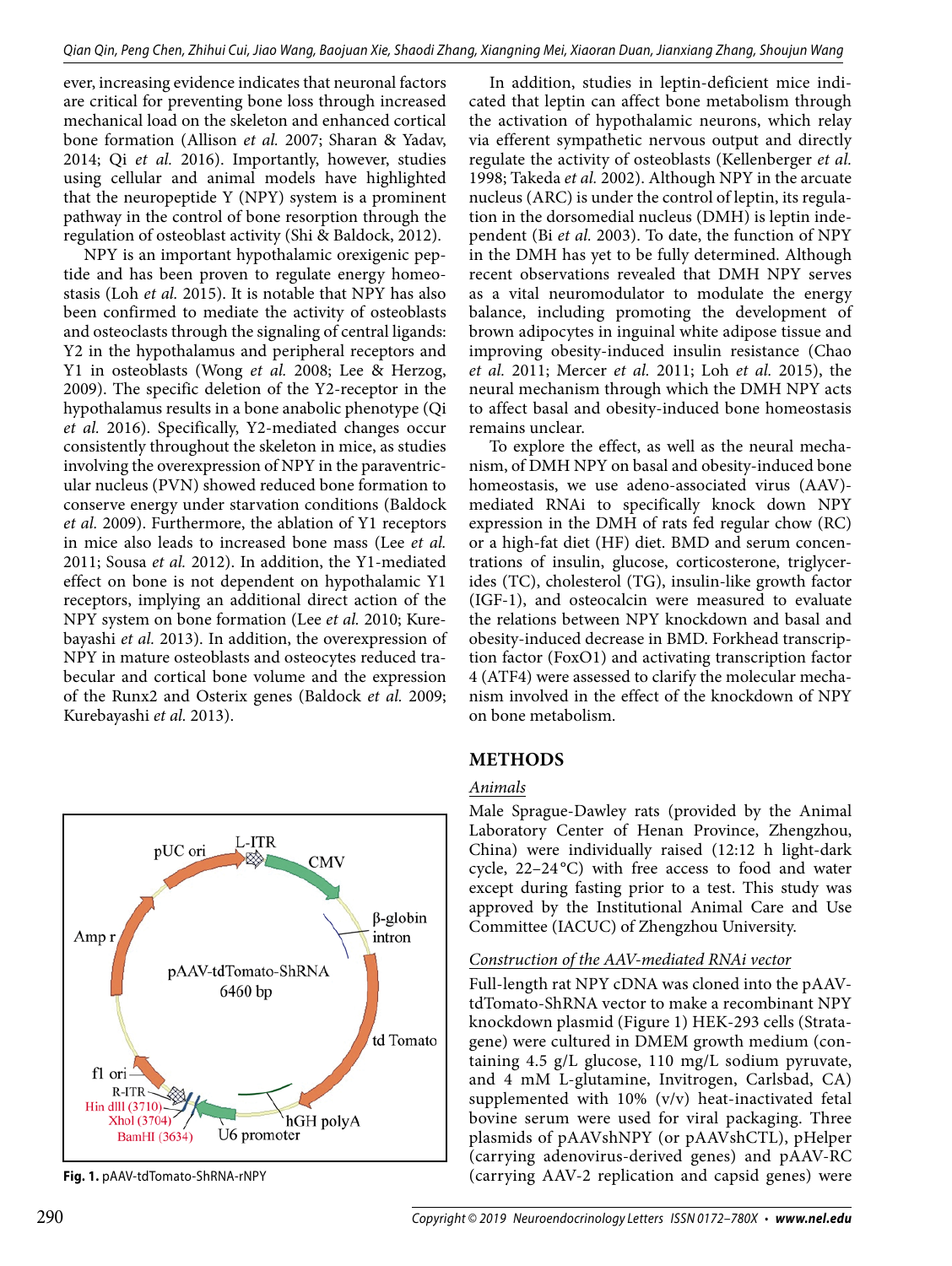ever, increasing evidence indicates that neuronal factors are critical for preventing bone loss through increased mechanical load on the skeleton and enhanced cortical bone formation (Allison *et al.* 2007; Sharan & Yadav, 2014; Qi *et al.* 2016). Importantly, however, studies using cellular and animal models have highlighted that the neuropeptide Y (NPY) system is a prominent pathway in the control of bone resorption through the regulation of osteoblast activity (Shi & Baldock, 2012).

NPY is an important hypothalamic orexigenic peptide and has been proven to regulate energy homeostasis (Loh *et al.* 2015). It is notable that NPY has also been confirmed to mediate the activity of osteoblasts and osteoclasts through the signaling of central ligands: Y2 in the hypothalamus and peripheral receptors and Y1 in osteoblasts (Wong *et al.* 2008; Lee & Herzog, 2009). The specific deletion of the Y2-receptor in the hypothalamus results in a bone anabolic phenotype (Qi *et al.* 2016). Specifically, Y2-mediated changes occur consistently throughout the skeleton in mice, as studies involving the overexpression of NPY in the paraventricular nucleus (PVN) showed reduced bone formation to conserve energy under starvation conditions (Baldock *et al.* 2009). Furthermore, the ablation of Y1 receptors in mice also leads to increased bone mass (Lee *et al.* 2011; Sousa *et al.* 2012). In addition, the Y1-mediated effect on bone is not dependent on hypothalamic Y1 receptors, implying an additional direct action of the NPY system on bone formation (Lee *et al.* 2010; Kurebayashi *et al.* 2013). In addition, the overexpression of NPY in mature osteoblasts and osteocytes reduced trabecular and cortical bone volume and the expression of the Runx2 and Osterix genes (Baldock *et al.* 2009; Kurebayashi *et al.* 2013).

In addition, studies in leptin-deficient mice indicated that leptin can affect bone metabolism through the activation of hypothalamic neurons, which relay via efferent sympathetic nervous output and directly regulate the activity of osteoblasts (Kellenberger *et al.* 1998; Takeda *et al.* 2002). Although NPY in the arcuate nucleus (ARC) is under the control of leptin, its regulation in the dorsomedial nucleus (DMH) is leptin independent (Bi *et al.* 2003). To date, the function of NPY in the DMH has yet to be fully determined. Although recent observations revealed that DMH NPY serves as a vital neuromodulator to modulate the energy balance, including promoting the development of brown adipocytes in inguinal white adipose tissue and improving obesity-induced insulin resistance (Chao *et al.* 2011; Mercer *et al.* 2011; Loh *et al.* 2015), the neural mechanism through which the DMH NPY acts to affect basal and obesity-induced bone homeostasis remains unclear.

To explore the effect, as well as the neural mechanism, of DMH NPY on basal and obesity-induced bone homeostasis, we use adeno-associated virus (AAV)-mediated RNAi to specifically knock down NPY expression in the DMH of rats fed regular chow (RC) or a high-fat diet (HF) diet. BMD and serum concentrations of insulin, glucose, corticosterone, triglycerides (TC), cholesterol (TG), insulin-like growth factor (IGF-1), and osteocalcin were measured to evaluate the relations between NPY knockdown and basal and obesity-induced decrease in BMD. Forkhead transcription factor (FoxO1) and activating transcription factor 4 (ATF4) were assessed to clarify the molecular mechanism involved in the effect of the knockdown of NPY on bone metabolism.

**Fig. 1.** pAAV-tdTomato-ShRNA-rNPY

## METHODS

### *Animals*

Male Sprague-Dawley rats (provided by the Animal Laboratory Center of Henan Province, Zhengzhou, China) were individually raised (12:12 h light-dark cycle, 22–24 °C) with free access to food and water except during fasting prior to a test. This study was approved by the Institutional Animal Care and Use Committee (IACUC) of Zhengzhou University.

### *Construction of the AAV-mediated RNAi vector*

Full-length rat NPY cDNA was cloned into the pAAV-tdTomato-ShRNA vector to make a recombinant NPY knockdown plasmid (Figure 1) HEK-293 cells (Stratagene) were cultured in DMEM growth medium (containing 4.5 g/L glucose, 110 mg/L sodium pyruvate, and 4 mM L-glutamine, Invitrogen, Carlsbad, CA) supplemented with 10% (v/v) heat-inactivated fetal bovine serum were used for viral packaging. Three plasmids of pAAVshNPY (or pAAVshCTL), pHelper (carrying adenovirus-derived genes) and pAAV-RC (carrying AAV-2 replication and capsid genes) were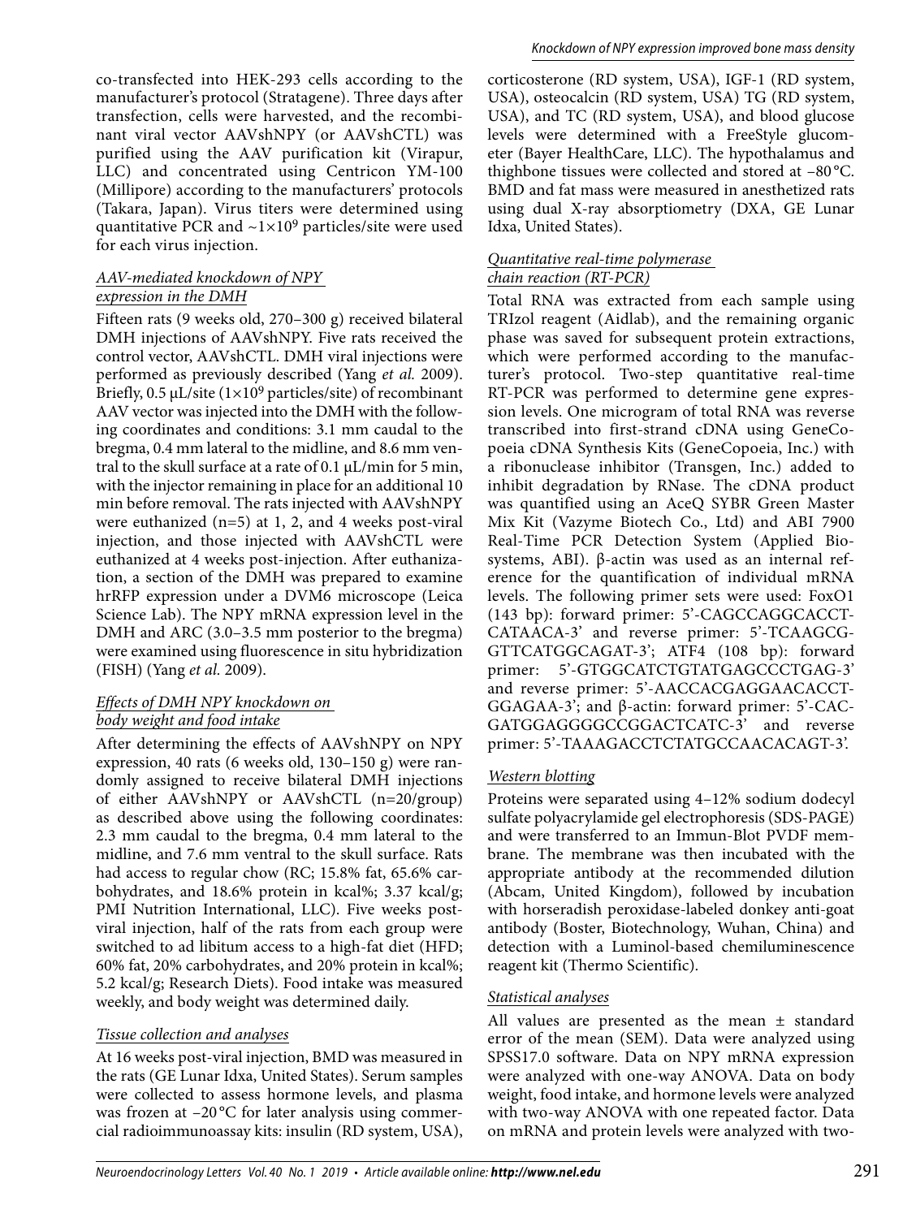co-transfected into HEK-293 cells according to the manufacturer's protocol (Stratagene). Three days after transfection, cells were harvested, and the recombinant viral vector AAVshNPY (or AAVshCTL) was purified using the AAV purification kit (Virapur, LLC) and concentrated using Centricon YM-100 (Millipore) according to the manufacturers' protocols (Takara, Japan). Virus titers were determined using quantitative PCR and ~$1\times10^9$ particles/site were used for each virus injection.

### *AAV-mediated knockdown of NPY expression in the DMH*

Fifteen rats (9 weeks old, 270–300 g) received bilateral DMH injections of AAVshNPY. Five rats received the control vector, AAVshCTL. DMH viral injections were performed as previously described (Yang *et al.* 2009). Briefly, 0.5 μL/site ($1\times10^9$ particles/site) of recombinant AAV vector was injected into the DMH with the following coordinates and conditions: 3.1 mm caudal to the bregma, 0.4 mm lateral to the midline, and 8.6 mm ventral to the skull surface at a rate of 0.1 μL/min for 5 min, with the injector remaining in place for an additional 10 min before removal. The rats injected with AAVshNPY were euthanized (n=5) at 1, 2, and 4 weeks post-viral injection, and those injected with AAVshCTL were euthanized at 4 weeks post-injection. After euthanization, a section of the DMH was prepared to examine hrRFP expression under a DVM6 microscope (Leica Science Lab). The NPY mRNA expression level in the DMH and ARC (3.0–3.5 mm posterior to the bregma) were examined using fluorescence in situ hybridization (FISH) (Yang *et al.* 2009).

### *Effects of DMH NPY knockdown on body weight and food intake*

After determining the effects of AAVshNPY on NPY expression, 40 rats (6 weeks old, 130–150 g) were randomly assigned to receive bilateral DMH injections of either AAVshNPY or AAVshCTL (n=20/group) as described above using the following coordinates: 2.3 mm caudal to the bregma, 0.4 mm lateral to the midline, and 7.6 mm ventral to the skull surface. Rats had access to regular chow (RC; 15.8% fat, 65.6% carbohydrates, and 18.6% protein in kcal%; 3.37 kcal/g; PMI Nutrition International, LLC). Five weeks post-viral injection, half of the rats from each group were switched to ad libitum access to a high-fat diet (HFD; 60% fat, 20% carbohydrates, and 20% protein in kcal%; 5.2 kcal/g; Research Diets). Food intake was measured weekly, and body weight was determined daily.

### *Tissue collection and analyses*

At 16 weeks post-viral injection, BMD was measured in the rats (GE Lunar Idxa, United States). Serum samples were collected to assess hormone levels, and plasma was frozen at −20 °C for later analysis using commercial radioimmunoassay kits: insulin (RD system, USA), corticosterone (RD system, USA), IGF-1 (RD system, USA), osteocalcin (RD system, USA) TG (RD system, USA), and TC (RD system, USA), and blood glucose levels were determined with a FreeStyle glucometer (Bayer HealthCare, LLC). The hypothalamus and thighbone tissues were collected and stored at −80 °C. BMD and fat mass were measured in anesthetized rats using dual X-ray absorptiometry (DXA, GE Lunar Idxa, United States).

### *Quantitative real-time polymerase chain reaction (RT-PCR)*

Total RNA was extracted from each sample using TRIzol reagent (Aidlab), and the remaining organic phase was saved for subsequent protein extractions, which were performed according to the manufacturer's protocol. Two-step quantitative real-time RT-PCR was performed to determine gene expression levels. One microgram of total RNA was reverse transcribed into first-strand cDNA using GeneCopoeia cDNA Synthesis Kits (GeneCopoeia, Inc.) with a ribonuclease inhibitor (Transgen, Inc.) added to inhibit degradation by RNase. The cDNA product was quantified using an AceQ SYBR Green Master Mix Kit (Vazyme Biotech Co., Ltd) and ABI 7900 Real-Time PCR Detection System (Applied Biosystems, ABI). β-actin was used as an internal reference for the quantification of individual mRNA levels. The following primer sets were used: FoxO1 (143 bp): forward primer: 5'-CAGCCAGGCACCTCATAACA-3' and reverse primer: 5'-TCAAGCGGTTCATGGCAGAT-3'; ATF4 (108 bp): forward primer: 5'-GTGGCATCTGTATGAGCCCTGAG-3' and reverse primer: 5'-AACCACGAGGAACACCTGGAGAA-3'; and β-actin: forward primer: 5'-CACGATGGAGGGGCCGGACTCATC-3' and reverse primer: 5'-TAAAGACCTCTATGCCAACACAGT-3'.

### *Western blotting*

Proteins were separated using 4–12% sodium dodecyl sulfate polyacrylamide gel electrophoresis (SDS-PAGE) and were transferred to an Immun-Blot PVDF membrane. The membrane was then incubated with the appropriate antibody at the recommended dilution (Abcam, United Kingdom), followed by incubation with horseradish peroxidase-labeled donkey anti-goat antibody (Boster, Biotechnology, Wuhan, China) and detection with a Luminol-based chemiluminescence reagent kit (Thermo Scientific).

### *Statistical analyses*

All values are presented as the mean ± standard error of the mean (SEM). Data were analyzed using SPSS17.0 software. Data on NPY mRNA expression were analyzed with one-way ANOVA. Data on body weight, food intake, and hormone levels were analyzed with two-way ANOVA with one repeated factor. Data on mRNA and protein levels were analyzed with two-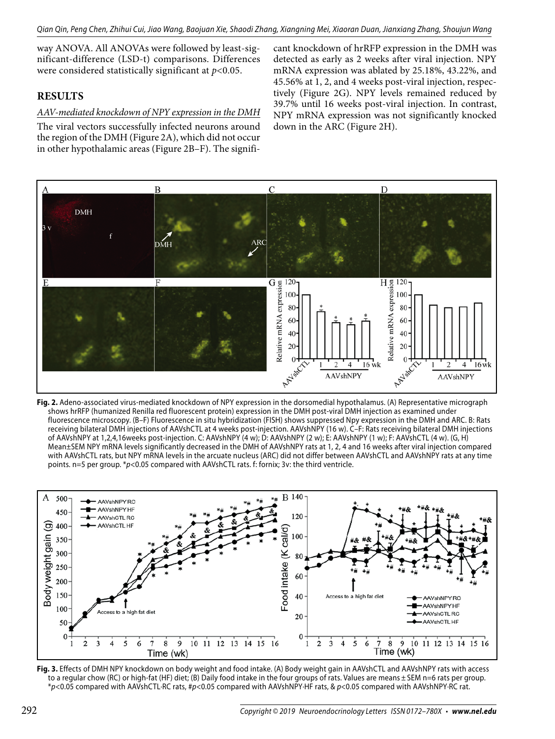way ANOVA. All ANOVAs were followed by least-significant-difference (LSD-t) comparisons. Differences were considered statistically significant at $p<0.05$.

## RESULTS

*AAV-mediated knockdown of NPY expression in the DMH*

The viral vectors successfully infected neurons around the region of the DMH (Figure 2A), which did not occur in other hypothalamic areas (Figure 2B–F). The significant knockdown of hrRFP expression in the DMH was detected as early as 2 weeks after viral injection. NPY mRNA expression was ablated by 25.18%, 43.22%, and 45.56% at 1, 2, and 4 weeks post-viral injection, respectively (Figure 2G). NPY levels remained reduced by 39.7% until 16 weeks post-viral injection. In contrast, NPY mRNA expression was not significantly knocked down in the ARC (Figure 2H).

**Fig. 2.** Adeno-associated virus-mediated knockdown of NPY expression in the dorsomedial hypothalamus. (A) Representative micrograph shows hrRFP (humanized Renilla red fluorescent protein) expression in the DMH post-viral DMH injection as examined under fluorescence microscopy. (B–F) Fluorescence in situ hybridization (FISH) shows suppressed Npy expression in the DMH and ARC. B: Rats receiving bilateral DMH injections of AAVshCTL at 4 weeks post-injection. AAVshNPY (16 w). C–F: Rats receiving bilateral DMH injections of AAVshNPY at 1,2,4,16weeks post-injection. C: AAVshNPY (4 w); D: AAVshNPY (2 w); E: AAVshNPY (1 w); F: AAVshCTL (4 w). (G, H) Mean±SEM NPY mRNA levels significantly decreased in the DMH of AAVshNPY rats at 1, 2, 4 and 16 weeks after viral injection compared with AAVshCTL rats, but NPY mRNA levels in the arcuate nucleus (ARC) did not differ between AAVshCTL and AAVshNPY rats at any time points. n=5 per group. *$p<0.05$ compared with AAVshCTL rats. f: fornix; 3v: the third ventricle.

**Fig. 3.** Effects of DMH NPY knockdown on body weight and food intake. (A) Body weight gain in AAVshCTL and AAVshNPY rats with access to a regular chow (RC) or high-fat (HF) diet; (B) Daily food intake in the four groups of rats. Values are means ± SEM n=6 rats per group. *$p<0.05$ compared with AAVshCTL·RC rats, #$p<0.05$ compared with AAVshNPY·HF rats, & $p<0.05$ compared with AAVshNPY·RC rat.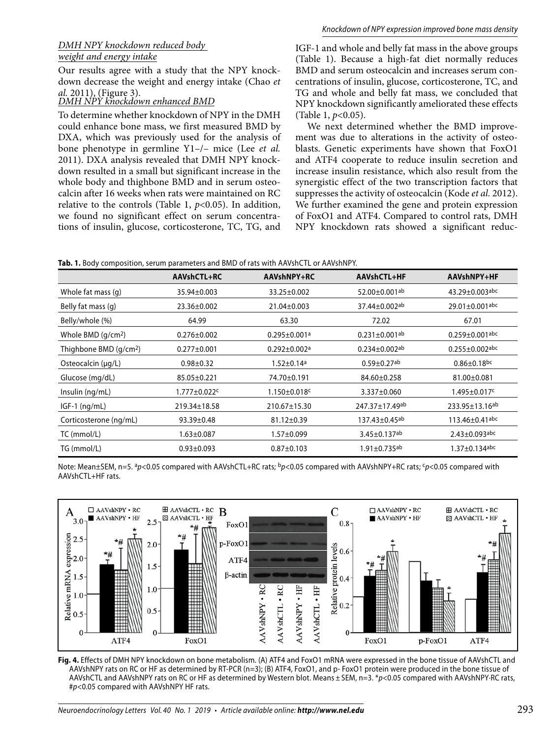*DMH NPY knockdown reduced body weight and energy intake*

Our results agree with a study that the NPY knockdown decrease the weight and energy intake (Chao *et al.* 2011), (Figure 3).

*DMH NPY knockdown enhanced BMD*

To determine whether knockdown of NPY in the DMH could enhance bone mass, we first measured BMD by DXA, which was previously used for the analysis of bone phenotype in germline Y1–/– mice (Lee *et al.* 2011). DXA analysis revealed that DMH NPY knockdown resulted in a small but significant increase in the whole body and thighbone BMD and in serum osteocalcin after 16 weeks when rats were maintained on RC relative to the controls (Table 1, $p<0.05$). In addition, we found no significant effect on serum concentrations of insulin, glucose, corticosterone, TC, TG, and IGF-1 and whole and belly fat mass in the above groups (Table 1). Because a high-fat diet normally reduces BMD and serum osteocalcin and increases serum concentrations of insulin, glucose, corticosterone, TC, and TG and whole and belly fat mass, we concluded that NPY knockdown significantly ameliorated these effects (Table 1, $p<0.05$).

We next determined whether the BMD improvement was due to alterations in the activity of osteoblasts. Genetic experiments have shown that FoxO1 and ATF4 cooperate to reduce insulin secretion and increase insulin resistance, which also result from the synergistic effect of the two transcription factors that suppresses the activity of osteocalcin (Kode *et al.* 2012). We further examined the gene and protein expression of FoxO1 and ATF4. Compared to control rats, DMH NPY knockdown rats showed a significant reduc-

**Tab. 1.** Body composition, serum parameters and BMD of rats with AAVshCTL or AAVshNPY.

| | AAVshCTL+RC | AAVshNPY+RC | AAVshCTL+HF | AAVshNPY+HF |
|---|---|---|---|---|
| Whole fat mass (g) | 35.94±0.003 | 33.25±0.002 | 52.00±0.001[ab] | 43.29±0.003[abc] |
| Belly fat mass (g) | 23.36±0.002 | 21.04±0.003 | 37.44±0.002[ab] | 29.01±0.001[abc] |
| Belly/whole (%) | 64.99 | 63.30 | 72.02 | 67.01 |
| Whole BMD (g/cm$^2$) | 0.276±0.002 | 0.295±0.001[a] | 0.231±0.001[ab] | 0.259±0.001[abc] |
| Thighbone BMD (g/cm$^2$) | 0.277±0.001 | 0.292±0.002[a] | 0.234±0.002[ab] | 0.255±0.002[abc] |
| Osteocalcin (μg/L) | 0.98±0.32 | 1.52±0.14[a] | 0.59±0.27[ab] | 0.86±0.18[bc] |
| Glucose (mg/dL) | 85.05±0.221 | 74.70±0.191 | 84.60±0.258 | 81.00±0.081 |
| Insulin (ng/mL) | 1.777±0.022[c] | 1.150±0.018[c] | 3.337±0.060 | 1.495±0.017[c] |
| IGF-1 (ng/mL) | 219.34±18.58 | 210.67±15.30 | 247.37±17.49[ab] | 233.95±13.16[ab] |
| Corticosterone (ng/mL) | 93.39±0.48 | 81.12±0.39 | 137.43±0.45[ab] | 113.46±0.41[abc] |
| TC (mmol/L) | 1.63±0.087 | 1.57±0.099 | 3.45±0.137[ab] | 2.43±0.093[abc] |
| TG (mmol/L) | 0.93±0.093 | 0.87±0.103 | 1.91±0.735[ab] | 1.37±0.134[abc] |

Note: Mean±SEM, n=5. [a]$p<0.05$ compared with AAVshCTL+RC rats; [b]$p<0.05$ compared with AAVshNPY+RC rats; [c]$p<0.05$ compared with AAVshCTL+HF rats.

**Fig. 4.** Effects of DMH NPY knockdown on bone metabolism. (A) ATF4 and FoxO1 mRNA were expressed in the bone tissue of AAVshCTL and AAVshNPY rats on RC or HF as determined by RT-PCR (n=3); (B) ATF4, FoxO1, and p- FoxO1 protein were produced in the bone tissue of AAVshCTL and AAVshNPY rats on RC or HF as determined by Western blot. Means ± SEM, n=3. *$p<0.05$ compared with AAVshNPY·RC rats, #$p<0.05$ compared with AAVshNPY HF rats.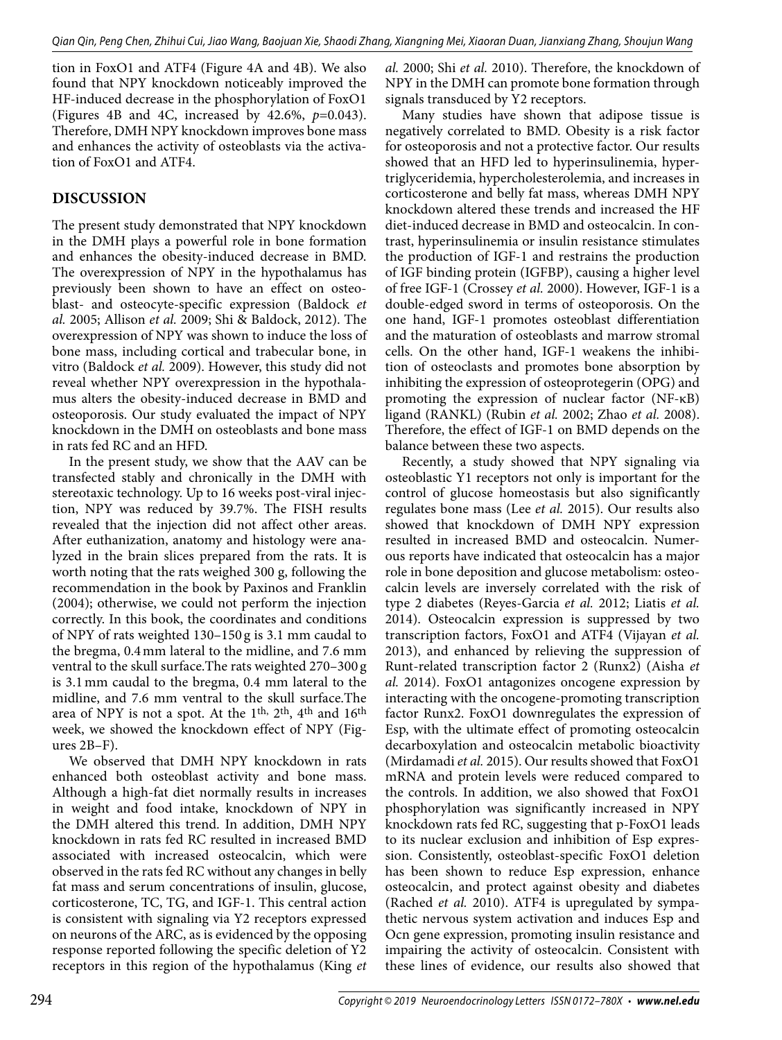tion in FoxO1 and ATF4 (Figure 4A and 4B). We also found that NPY knockdown noticeably improved the HF-induced decrease in the phosphorylation of FoxO1 (Figures 4B and 4C, increased by 42.6%, $p$=0.043). Therefore, DMH NPY knockdown improves bone mass and enhances the activity of osteoblasts via the activation of FoxO1 and ATF4.

## DISCUSSION

The present study demonstrated that NPY knockdown in the DMH plays a powerful role in bone formation and enhances the obesity-induced decrease in BMD. The overexpression of NPY in the hypothalamus has previously been shown to have an effect on osteoblast- and osteocyte-specific expression (Baldock *et al.* 2005; Allison *et al.* 2009; Shi & Baldock, 2012). The overexpression of NPY was shown to induce the loss of bone mass, including cortical and trabecular bone, in vitro (Baldock *et al.* 2009). However, this study did not reveal whether NPY overexpression in the hypothalamus alters the obesity-induced decrease in BMD and osteoporosis. Our study evaluated the impact of NPY knockdown in the DMH on osteoblasts and bone mass in rats fed RC and an HFD.

In the present study, we show that the AAV can be transfected stably and chronically in the DMH with stereotaxic technology. Up to 16 weeks post-viral injection, NPY was reduced by 39.7%. The FISH results revealed that the injection did not affect other areas. After euthanization, anatomy and histology were analyzed in the brain slices prepared from the rats. It is worth noting that the rats weighed 300 g, following the recommendation in the book by Paxinos and Franklin (2004); otherwise, we could not perform the injection correctly. In this book, the coordinates and conditions of NPY of rats weighted 130–150 g is 3.1 mm caudal to the bregma, 0.4 mm lateral to the midline, and 7.6 mm ventral to the skull surface.The rats weighted 270–300 g is 3.1 mm caudal to the bregma, 0.4 mm lateral to the midline, and 7.6 mm ventral to the skull surface.The area of NPY is not a spot. At the 1th, 2th, 4th and 16th week, we showed the knockdown effect of NPY (Figures 2B–F).

We observed that DMH NPY knockdown in rats enhanced both osteoblast activity and bone mass. Although a high-fat diet normally results in increases in weight and food intake, knockdown of NPY in the DMH altered this trend. In addition, DMH NPY knockdown in rats fed RC resulted in increased BMD associated with increased osteocalcin, which were observed in the rats fed RC without any changes in belly fat mass and serum concentrations of insulin, glucose, corticosterone, TC, TG, and IGF-1. This central action is consistent with signaling via Y2 receptors expressed on neurons of the ARC, as is evidenced by the opposing response reported following the specific deletion of Y2 receptors in this region of the hypothalamus (King *et al.* 2000; Shi *et al.* 2010). Therefore, the knockdown of NPY in the DMH can promote bone formation through signals transduced by Y2 receptors.

Many studies have shown that adipose tissue is negatively correlated to BMD. Obesity is a risk factor for osteoporosis and not a protective factor. Our results showed that an HFD led to hyperinsulinemia, hypertriglyceridemia, hypercholesterolemia, and increases in corticosterone and belly fat mass, whereas DMH NPY knockdown altered these trends and increased the HF diet-induced decrease in BMD and osteocalcin. In contrast, hyperinsulinemia or insulin resistance stimulates the production of IGF-1 and restrains the production of IGF binding protein (IGFBP), causing a higher level of free IGF-1 (Crossey *et al.* 2000). However, IGF-1 is a double-edged sword in terms of osteoporosis. On the one hand, IGF-1 promotes osteoblast differentiation and the maturation of osteoblasts and marrow stromal cells. On the other hand, IGF-1 weakens the inhibition of osteoclasts and promotes bone absorption by inhibiting the expression of osteoprotegerin (OPG) and promoting the expression of nuclear factor (NF-κB) ligand (RANKL) (Rubin *et al.* 2002; Zhao *et al.* 2008). Therefore, the effect of IGF-1 on BMD depends on the balance between these two aspects.

Recently, a study showed that NPY signaling via osteoblastic Y1 receptors not only is important for the control of glucose homeostasis but also significantly regulates bone mass (Lee *et al.* 2015). Our results also showed that knockdown of DMH NPY expression resulted in increased BMD and osteocalcin. Numerous reports have indicated that osteocalcin has a major role in bone deposition and glucose metabolism: osteocalcin levels are inversely correlated with the risk of type 2 diabetes (Reyes-Garcia *et al.* 2012; Liatis *et al.* 2014). Osteocalcin expression is suppressed by two transcription factors, FoxO1 and ATF4 (Vijayan *et al.* 2013), and enhanced by relieving the suppression of Runt-related transcription factor 2 (Runx2) (Aisha *et al.* 2014). FoxO1 antagonizes oncogene expression by interacting with the oncogene-promoting transcription factor Runx2. FoxO1 downregulates the expression of Esp, with the ultimate effect of promoting osteocalcin decarboxylation and osteocalcin metabolic bioactivity (Mirdamadi *et al.* 2015). Our results showed that FoxO1 mRNA and protein levels were reduced compared to the controls. In addition, we also showed that FoxO1 phosphorylation was significantly increased in NPY knockdown rats fed RC, suggesting that p-FoxO1 leads to its nuclear exclusion and inhibition of Esp expression. Consistently, osteoblast-specific FoxO1 deletion has been shown to reduce Esp expression, enhance osteocalcin, and protect against obesity and diabetes (Rached *et al.* 2010). ATF4 is upregulated by sympathetic nervous system activation and induces Esp and Ocn gene expression, promoting insulin resistance and impairing the activity of osteocalcin. Consistent with these lines of evidence, our results also showed that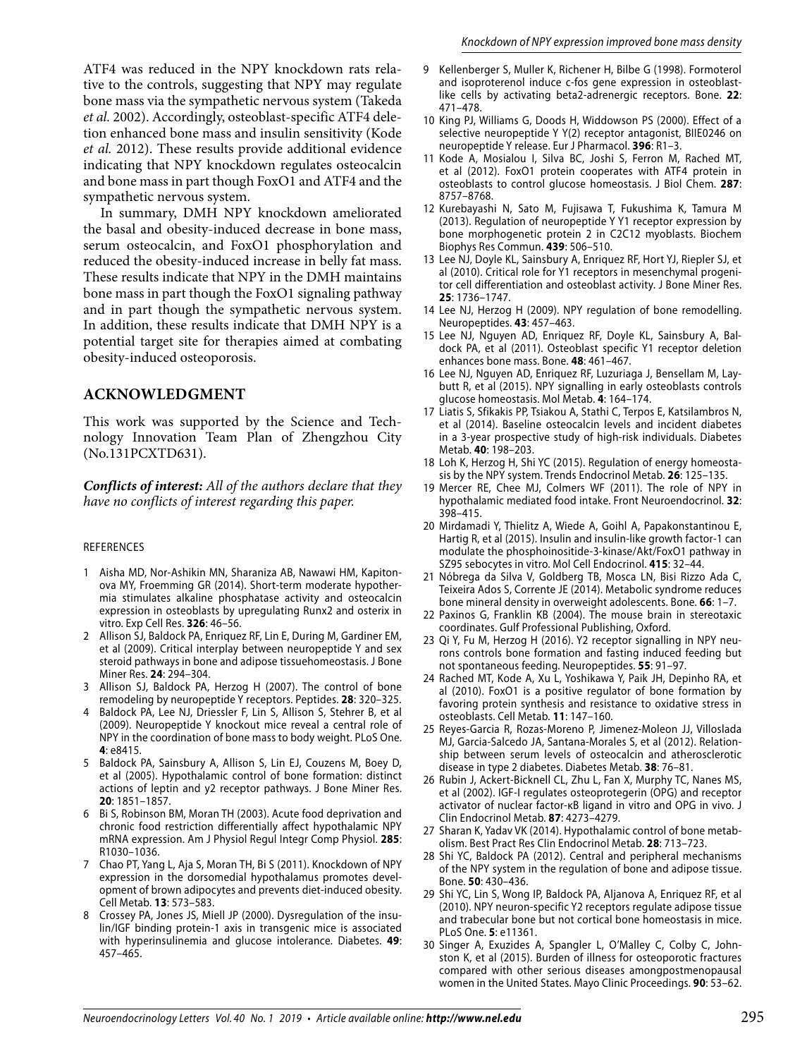ATF4 was reduced in the NPY knockdown rats relative to the controls, suggesting that NPY may regulate bone mass via the sympathetic nervous system (Takeda *et al.* 2002). Accordingly, osteoblast-specific ATF4 deletion enhanced bone mass and insulin sensitivity (Kode *et al.* 2012). These results provide additional evidence indicating that NPY knockdown regulates osteocalcin and bone mass in part though FoxO1 and ATF4 and the sympathetic nervous system.

In summary, DMH NPY knockdown ameliorated the basal and obesity-induced decrease in bone mass, serum osteocalcin, and FoxO1 phosphorylation and reduced the obesity-induced increase in belly fat mass. These results indicate that NPY in the DMH maintains bone mass in part though the FoxO1 signaling pathway and in part though the sympathetic nervous system. In addition, these results indicate that DMH NPY is a potential target site for therapies aimed at combating obesity-induced osteoporosis.

## ACKNOWLEDGMENT

This work was supported by the Science and Technology Innovation Team Plan of Zhengzhou City (No.131PCXTD631).

***Conflicts of interest:*** *All of the authors declare that they have no conflicts of interest regarding this paper.*

### REFERENCES

1. Aisha MD, Nor-Ashikin MN, Sharaniza AB, Nawawi HM, Kapitonova MY, Froemming GR (2014). Short-term moderate hypothermia stimulates alkaline phosphatase activity and osteocalcin expression in osteoblasts by upregulating Runx2 and osterix in vitro. Exp Cell Res. **326**: 46–56.
2. Allison SJ, Baldock PA, Enriquez RF, Lin E, During M, Gardiner EM, et al (2009). Critical interplay between neuropeptide Y and sex steroid pathways in bone and adipose tissuehomeostasis. J Bone Miner Res. **24**: 294–304.
3. Allison SJ, Baldock PA, Herzog H (2007). The control of bone remodeling by neuropeptide Y receptors. Peptides. **28**: 320–325.
4. Baldock PA, Lee NJ, Driessler F, Lin S, Allison S, Stehrer B, et al (2009). Neuropeptide Y knockout mice reveal a central role of NPY in the coordination of bone mass to body weight. PLoS One. **4**: e8415.
5. Baldock PA, Sainsbury A, Allison S, Lin EJ, Couzens M, Boey D, et al (2005). Hypothalamic control of bone formation: distinct actions of leptin and y2 receptor pathways. J Bone Miner Res. **20**: 1851–1857.
6. Bi S, Robinson BM, Moran TH (2003). Acute food deprivation and chronic food restriction differentially affect hypothalamic NPY mRNA expression. Am J Physiol Regul Integr Comp Physiol. **285**: R1030–1036.
7. Chao PT, Yang L, Aja S, Moran TH, Bi S (2011). Knockdown of NPY expression in the dorsomedial hypothalamus promotes development of brown adipocytes and prevents diet-induced obesity. Cell Metab. **13**: 573–583.
8. Crossey PA, Jones JS, Miell JP (2000). Dysregulation of the insulin/IGF binding protein-1 axis in transgenic mice is associated with hyperinsulinemia and glucose intolerance. Diabetes. **49**: 457–465.
9. Kellenberger S, Muller K, Richener H, Bilbe G (1998). Formoterol and isoproterenol induce c-fos gene expression in osteoblast-like cells by activating beta2-adrenergic receptors. Bone. **22**: 471–478.
10. King PJ, Williams G, Doods H, Widdowson PS (2000). Effect of a selective neuropeptide Y Y(2) receptor antagonist, BIIE0246 on neuropeptide Y release. Eur J Pharmacol. **396**: R1–3.
11. Kode A, Mosialou I, Silva BC, Joshi S, Ferron M, Rached MT, et al (2012). FoxO1 protein cooperates with ATF4 protein in osteoblasts to control glucose homeostasis. J Biol Chem. **287**: 8757–8768.
12. Kurebayashi N, Sato M, Fujisawa T, Fukushima K, Tamura M (2013). Regulation of neuropeptide Y Y1 receptor expression by bone morphogenetic protein 2 in C2C12 myoblasts. Biochem Biophys Res Commun. **439**: 506–510.
13. Lee NJ, Doyle KL, Sainsbury A, Enriquez RF, Hort YJ, Riepler SJ, et al (2010). Critical role for Y1 receptors in mesenchymal progenitor cell differentiation and osteoblast activity. J Bone Miner Res. **25**: 1736–1747.
14. Lee NJ, Herzog H (2009). NPY regulation of bone remodelling. Neuropeptides. **43**: 457–463.
15. Lee NJ, Nguyen AD, Enriquez RF, Doyle KL, Sainsbury A, Baldock PA, et al (2011). Osteoblast specific Y1 receptor deletion enhances bone mass. Bone. **48**: 461–467.
16. Lee NJ, Nguyen AD, Enriquez RF, Luzuriaga J, Bensellam M, Laybutt R, et al (2015). NPY signalling in early osteoblasts controls glucose homeostasis. Mol Metab. **4**: 164–174.
17. Liatis S, Sfikakis PP, Tsiakou A, Stathi C, Terpos E, Katsilambros N, et al (2014). Baseline osteocalcin levels and incident diabetes in a 3-year prospective study of high-risk individuals. Diabetes Metab. **40**: 198–203.
18. Loh K, Herzog H, Shi YC (2015). Regulation of energy homeostasis by the NPY system. Trends Endocrinol Metab. **26**: 125–135.
19. Mercer RE, Chee MJ, Colmers WF (2011). The role of NPY in hypothalamic mediated food intake. Front Neuroendocrinol. **32**: 398–415.
20. Mirdamadi Y, Thielitz A, Wiede A, Goihl A, Papakonstantinou E, Hartig R, et al (2015). Insulin and insulin-like growth factor-1 can modulate the phosphoinositide-3-kinase/Akt/FoxO1 pathway in SZ95 sebocytes in vitro. Mol Cell Endocrinol. **415**: 32–44.
21. Nóbrega da Silva V, Goldberg TB, Mosca LN, Bisi Rizzo Ada C, Teixeira Ados S, Corrente JE (2014). Metabolic syndrome reduces bone mineral density in overweight adolescents. Bone. **66**: 1–7.
22. Paxinos G, Franklin KB (2004). The mouse brain in stereotaxic coordinates. Gulf Professional Publishing, Oxford.
23. Qi Y, Fu M, Herzog H (2016). Y2 receptor signalling in NPY neurons controls bone formation and fasting induced feeding but not spontaneous feeding. Neuropeptides. **55**: 91–97.
24. Rached MT, Kode A, Xu L, Yoshikawa Y, Paik JH, Depinho RA, et al (2010). FoxO1 is a positive regulator of bone formation by favoring protein synthesis and resistance to oxidative stress in osteoblasts. Cell Metab. **11**: 147–160.
25. Reyes-Garcia R, Rozas-Moreno P, Jimenez-Moleon JJ, Villoslada MJ, Garcia-Salcedo JA, Santana-Morales S, et al (2012). Relationship between serum levels of osteocalcin and atherosclerotic disease in type 2 diabetes. Diabetes Metab. **38**: 76–81.
26. Rubin J, Ackert-Bicknell CL, Zhu L, Fan X, Murphy TC, Nanes MS, et al (2002). IGF-I regulates osteoprotegerin (OPG) and receptor activator of nuclear factor-κB ligand in vitro and OPG in vivo. J Clin Endocrinol Metab. **87**: 4273–4279.
27. Sharan K, Yadav VK (2014). Hypothalamic control of bone metabolism. Best Pract Res Clin Endocrinol Metab. **28**: 713–723.
28. Shi YC, Baldock PA (2012). Central and peripheral mechanisms of the NPY system in the regulation of bone and adipose tissue. Bone. **50**: 430–436.
29. Shi YC, Lin S, Wong IP, Baldock PA, Aljanova A, Enriquez RF, et al (2010). NPY neuron-specific Y2 receptors regulate adipose tissue and trabecular bone but not cortical bone homeostasis in mice. PLoS One. **5**: e11361.
30. Singer A, Exuzides A, Spangler L, O'Malley C, Colby C, Johnston K, et al (2015). Burden of illness for osteoporotic fractures compared with other serious diseases amongpostmenopausal women in the United States. Mayo Clinic Proceedings. **90**: 53–62.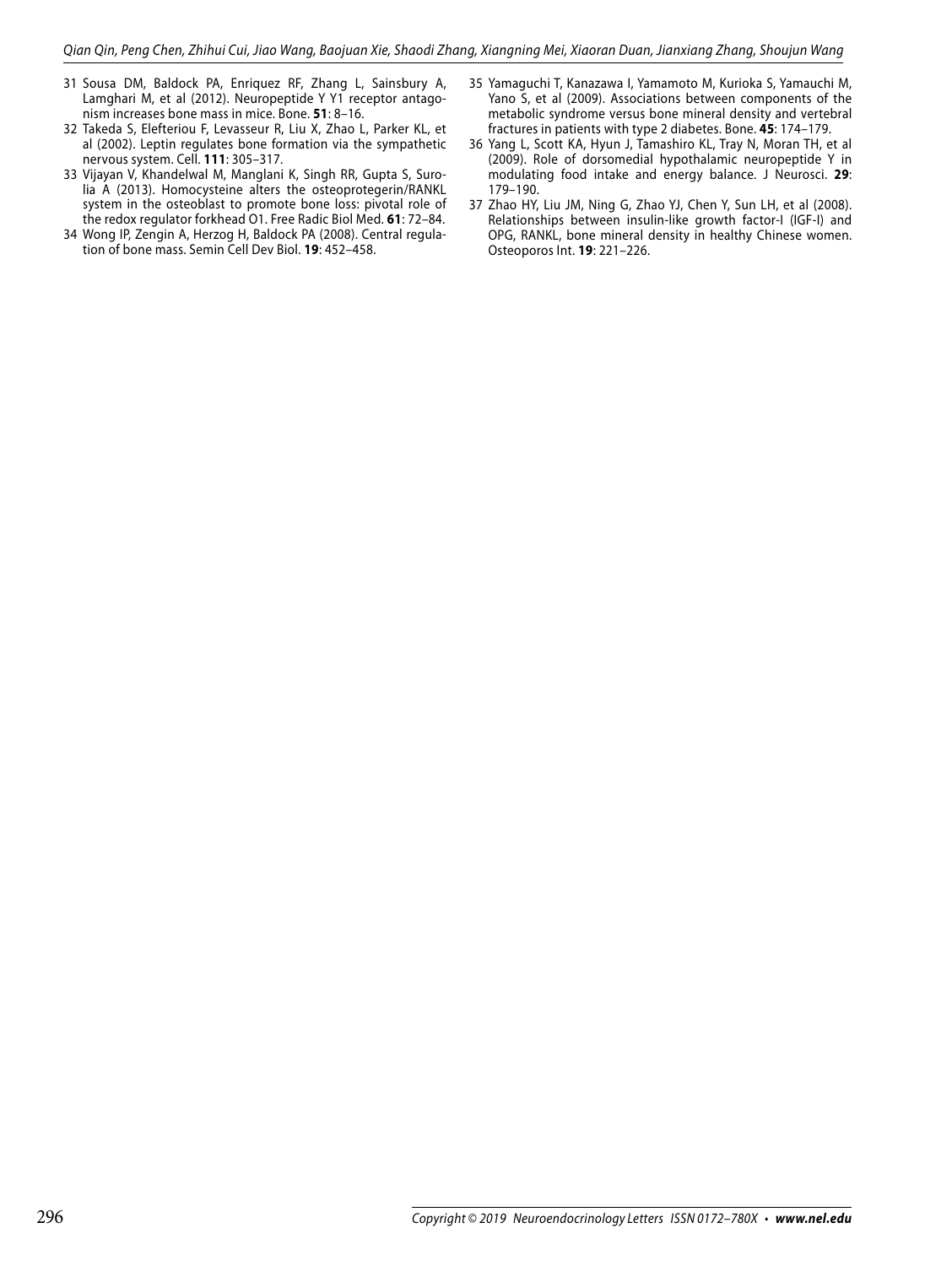31 Sousa DM, Baldock PA, Enriquez RF, Zhang L, Sainsbury A, Lamghari M, et al (2012). Neuropeptide Y Y1 receptor antagonism increases bone mass in mice. Bone. **51**: 8–16.

32 Takeda S, Elefteriou F, Levasseur R, Liu X, Zhao L, Parker KL, et al (2002). Leptin regulates bone formation via the sympathetic nervous system. Cell. **111**: 305–317.

33 Vijayan V, Khandelwal M, Manglani K, Singh RR, Gupta S, Surolia A (2013). Homocysteine alters the osteoprotegerin/RANKL system in the osteoblast to promote bone loss: pivotal role of the redox regulator forkhead O1. Free Radic Biol Med. **61**: 72–84.

34 Wong IP, Zengin A, Herzog H, Baldock PA (2008). Central regulation of bone mass. Semin Cell Dev Biol. **19**: 452–458.

35 Yamaguchi T, Kanazawa I, Yamamoto M, Kurioka S, Yamauchi M, Yano S, et al (2009). Associations between components of the metabolic syndrome versus bone mineral density and vertebral fractures in patients with type 2 diabetes. Bone. **45**: 174–179.

36 Yang L, Scott KA, Hyun J, Tamashiro KL, Tray N, Moran TH, et al (2009). Role of dorsomedial hypothalamic neuropeptide Y in modulating food intake and energy balance. J Neurosci. **29**: 179–190.

37 Zhao HY, Liu JM, Ning G, Zhao YJ, Chen Y, Sun LH, et al (2008). Relationships between insulin-like growth factor-I (IGF-I) and OPG, RANKL, bone mineral density in healthy Chinese women. Osteoporos Int. **19**: 221–226.